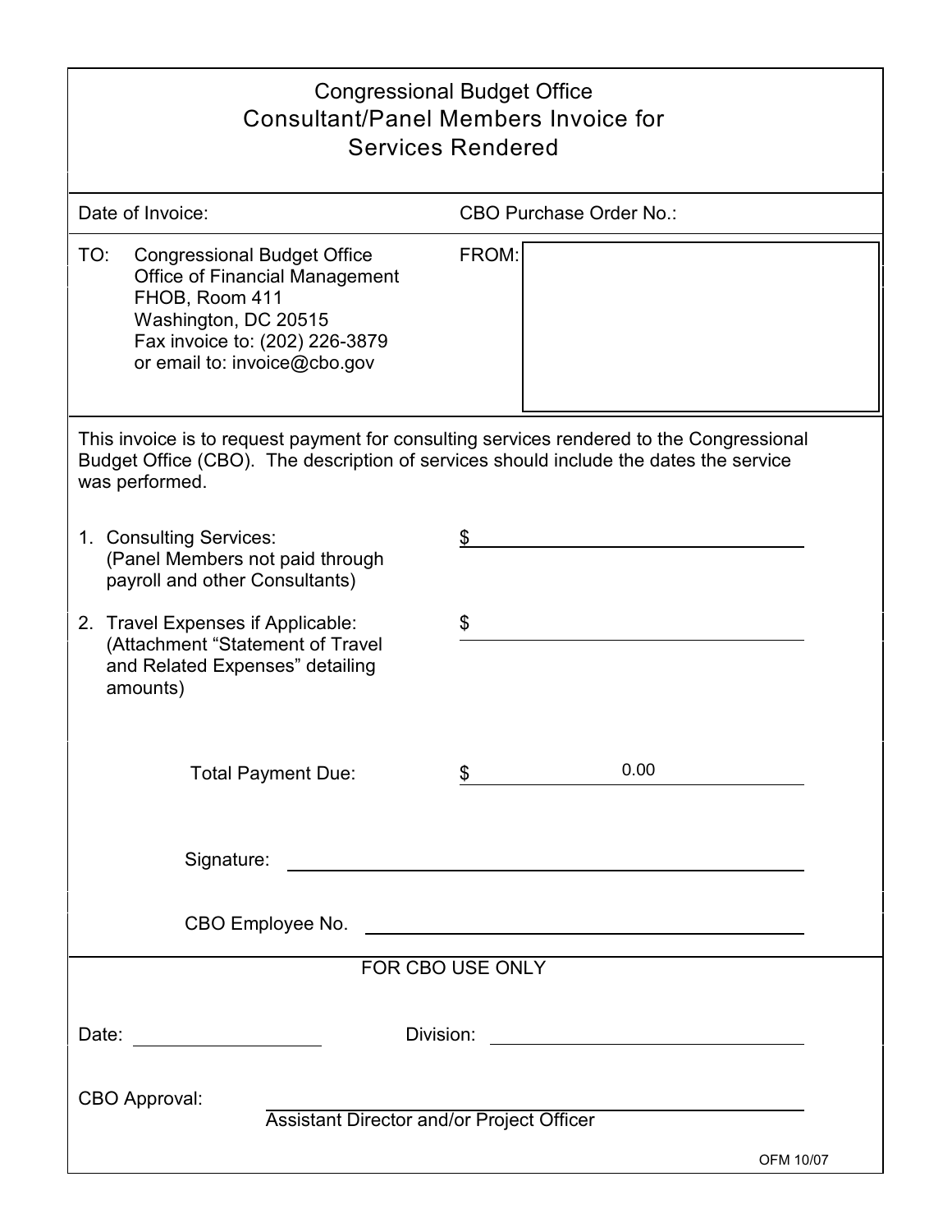# Congressional Budget Office

## Consultant/Panel Members Invoice for Services Rendered

Date of Invoice: CBO Purchase Order No.:

TO: Congressional Budget Office
Office of Financial Management
FHOB, Room 411
Washington, DC 20515
Fax invoice to: (202) 226-3879
or email to: invoice@cbo.gov

FROM:

This invoice is to request payment for consulting services rendered to the Congressional Budget Office (CBO). The description of services should include the dates the service was performed.

1. Consulting Services: $ \_\_\_\_\_\_\_\_\_\_\_\_\_\_\_\_\_\_\_\_
   (Panel Members not paid through payroll and other Consultants)

2. Travel Expenses if Applicable: $ \_\_\_\_\_\_\_\_\_\_\_\_\_\_\_\_\_\_\_\_
   (Attachment "Statement of Travel and Related Expenses" detailing amounts)

Total Payment Due: $ 0.00

Signature: \_\_\_\_\_\_\_\_\_\_\_\_\_\_\_\_\_\_\_\_\_\_\_\_\_\_\_\_\_\_

CBO Employee No. \_\_\_\_\_\_\_\_\_\_\_\_\_\_\_\_\_\_\_\_\_\_\_\_\_\_\_\_\_\_

FOR CBO USE ONLY

Date: \_\_\_\_\_\_\_\_\_\_\_\_\_\_\_ Division: \_\_\_\_\_\_\_\_\_\_\_\_\_\_\_\_\_\_\_\_

CBO Approval: \_\_\_\_\_\_\_\_\_\_\_\_\_\_\_\_\_\_\_\_\_\_\_\_\_\_\_\_\_\_
Assistant Director and/or Project Officer

OFM 10/07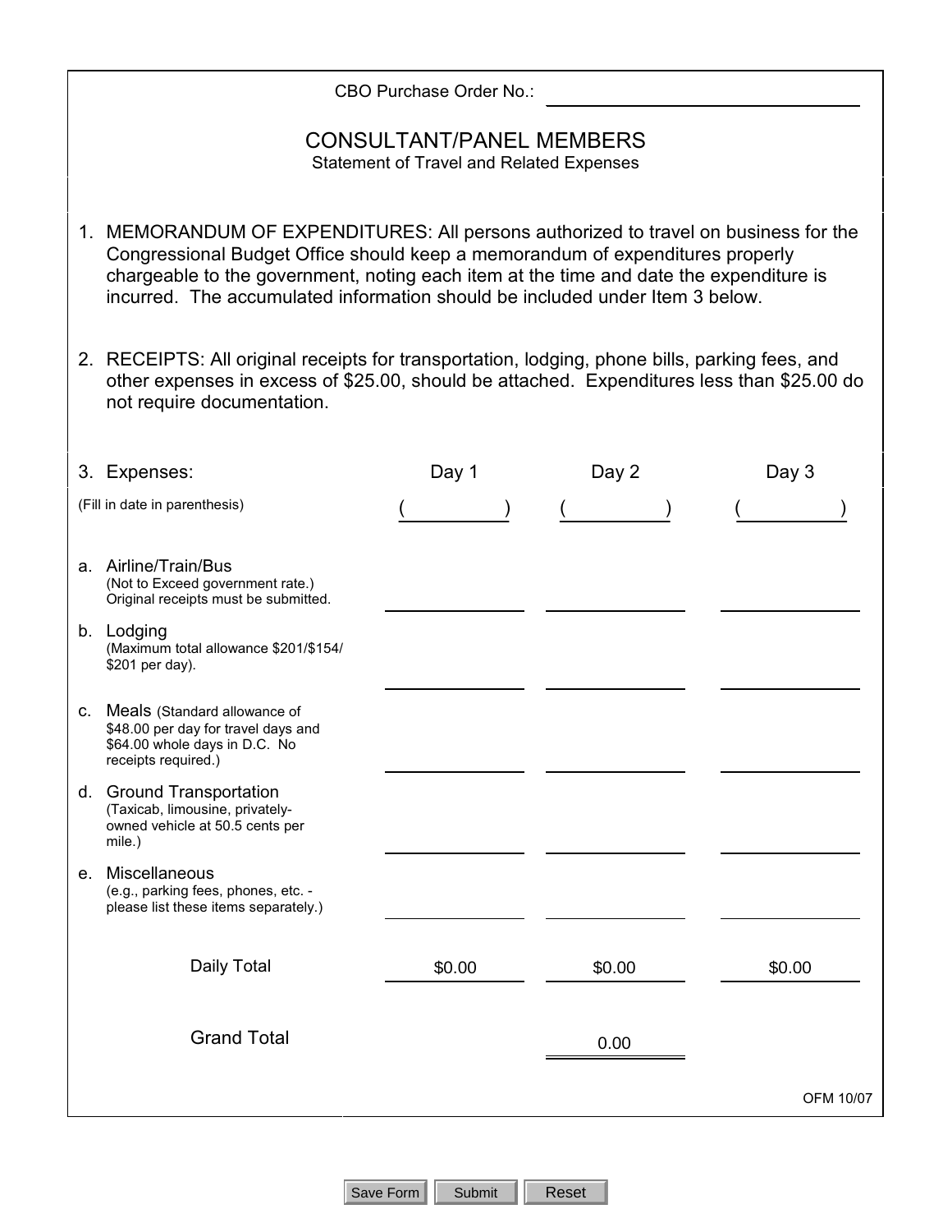CBO Purchase Order No.: ____________________

# CONSULTANT/PANEL MEMBERS

Statement of Travel and Related Expenses

1. MEMORANDUM OF EXPENDITURES: All persons authorized to travel on business for the Congressional Budget Office should keep a memorandum of expenditures properly chargeable to the government, noting each item at the time and date the expenditure is incurred. The accumulated information should be included under Item 3 below.

2. RECEIPTS: All original receipts for transportation, lodging, phone bills, parking fees, and other expenses in excess of $25.00, should be attached. Expenditures less than $25.00 do not require documentation.

3. Expenses:

| | Day 1 | Day 2 | Day 3 |
|---|---|---|---|
| (Fill in date in parenthesis) | ( ) | ( ) | ( ) |
| a. Airline/Train/Bus (Not to Exceed government rate.) Original receipts must be submitted. | | | |
| b. Lodging (Maximum total allowance $201/$154/ $201 per day). | | | |
| c. Meals (Standard allowance of $48.00 per day for travel days and $64.00 whole days in D.C. No receipts required.) | | | |
| d. Ground Transportation (Taxicab, limousine, privately-owned vehicle at 50.5 cents per mile.) | | | |
| e. Miscellaneous (e.g., parking fees, phones, etc. - please list these items separately.) | | | |
| Daily Total | $0.00 | $0.00 | $0.00 |
| Grand Total | | 0.00 | |

OFM 10/07

Save Form Submit Reset